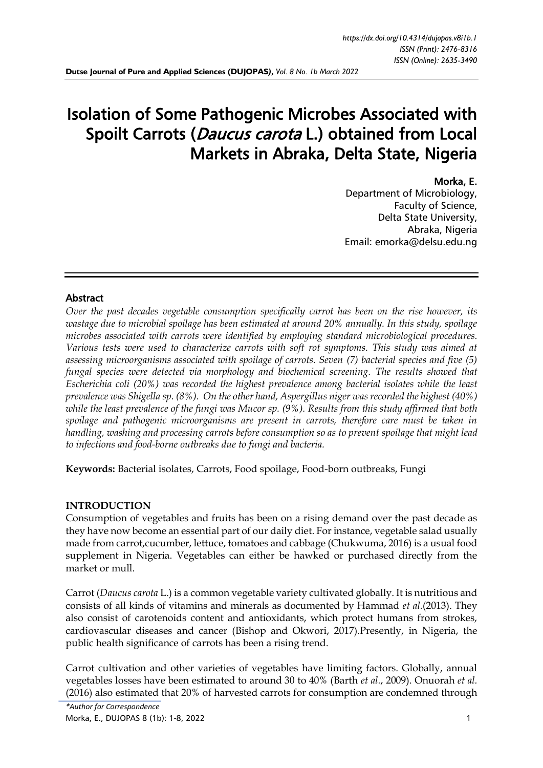# Isolation of Some Pathogenic Microbes Associated with Spoilt Carrots (*Daucus carota* L.) obtained from Local Markets in Abraka, Delta State, Nigeria

**Morka, E.**
Department of Microbiology,
Faculty of Science,
Delta State University,
Abraka, Nigeria
Email: emorka@delsu.edu.ng

## Abstract

*Over the past decades vegetable consumption specifically carrot has been on the rise however, its wastage due to microbial spoilage has been estimated at around 20% annually. In this study, spoilage microbes associated with carrots were identified by employing standard microbiological procedures. Various tests were used to characterize carrots with soft rot symptoms. This study was aimed at assessing microorganisms associated with spoilage of carrots. Seven (7) bacterial species and five (5) fungal species were detected via morphology and biochemical screening. The results showed that Escherichia coli (20%) was recorded the highest prevalence among bacterial isolates while the least prevalence was Shigella sp. (8%). On the other hand, Aspergillus niger was recorded the highest (40%) while the least prevalence of the fungi was Mucor sp. (9%). Results from this study affirmed that both spoilage and pathogenic microorganisms are present in carrots, therefore care must be taken in handling, washing and processing carrots before consumption so as to prevent spoilage that might lead to infections and food-borne outbreaks due to fungi and bacteria.*

**Keywords:** Bacterial isolates, Carrots, Food spoilage, Food-born outbreaks, Fungi

## INTRODUCTION

Consumption of vegetables and fruits has been on a rising demand over the past decade as they have now become an essential part of our daily diet. For instance, vegetable salad usually made from carrot,cucumber, lettuce, tomatoes and cabbage (Chukwuma, 2016) is a usual food supplement in Nigeria. Vegetables can either be hawked or purchased directly from the market or mull.

Carrot (*Daucus carota* L.) is a common vegetable variety cultivated globally. It is nutritious and consists of all kinds of vitamins and minerals as documented by Hammad *et al*.(2013). They also consist of carotenoids content and antioxidants, which protect humans from strokes, cardiovascular diseases and cancer (Bishop and Okwori, 2017).Presently, in Nigeria, the public health significance of carrots has been a rising trend.

Carrot cultivation and other varieties of vegetables have limiting factors. Globally, annual vegetables losses have been estimated to around 30 to 40% (Barth *et al*., 2009). Onuorah *et al.* (2016) also estimated that 20% of harvested carrots for consumption are condemned through

*Author for Correspondence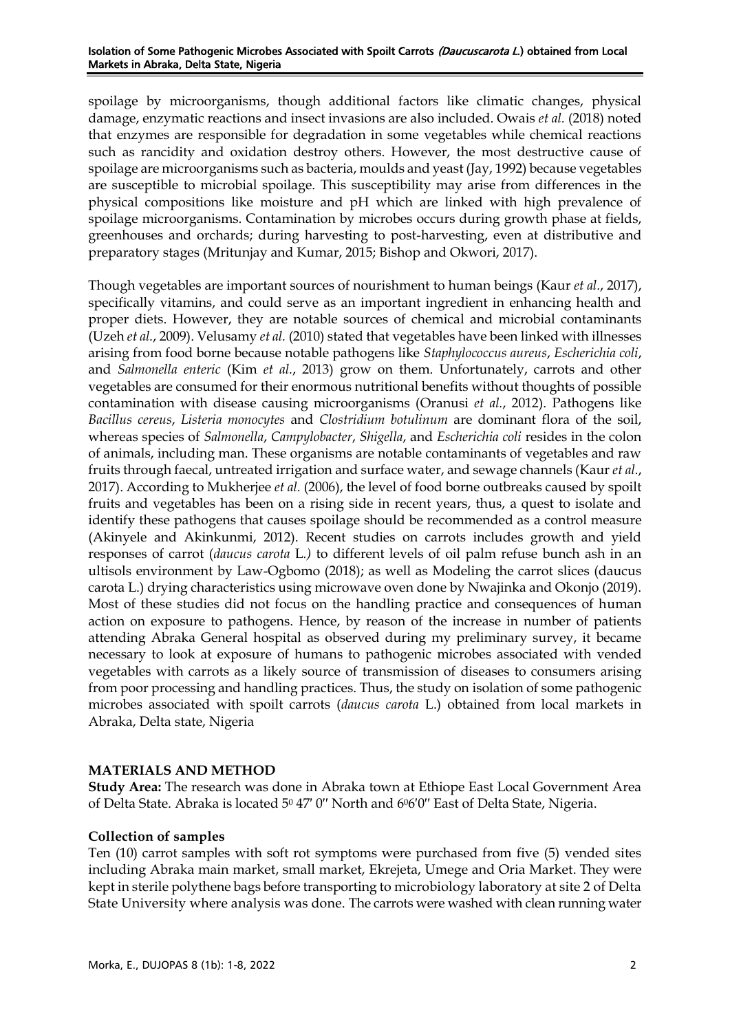spoilage by microorganisms, though additional factors like climatic changes, physical damage, enzymatic reactions and insect invasions are also included. Owais *et al.* (2018) noted that enzymes are responsible for degradation in some vegetables while chemical reactions such as rancidity and oxidation destroy others. However, the most destructive cause of spoilage are microorganisms such as bacteria, moulds and yeast (Jay, 1992) because vegetables are susceptible to microbial spoilage. This susceptibility may arise from differences in the physical compositions like moisture and pH which are linked with high prevalence of spoilage microorganisms. Contamination by microbes occurs during growth phase at fields, greenhouses and orchards; during harvesting to post-harvesting, even at distributive and preparatory stages (Mritunjay and Kumar, 2015; Bishop and Okwori, 2017).

Though vegetables are important sources of nourishment to human beings (Kaur *et al.*, 2017), specifically vitamins, and could serve as an important ingredient in enhancing health and proper diets. However, they are notable sources of chemical and microbial contaminants (Uzeh *et al.*, 2009). Velusamy *et al.* (2010) stated that vegetables have been linked with illnesses arising from food borne because notable pathogens like *Staphylococcus aureus*, *Escherichia coli*, and *Salmonella enteric* (Kim *et al.*, 2013) grow on them. Unfortunately, carrots and other vegetables are consumed for their enormous nutritional benefits without thoughts of possible contamination with disease causing microorganisms (Oranusi *et al.*, 2012). Pathogens like *Bacillus cereus*, *Listeria monocytes* and *Clostridium botulinum* are dominant flora of the soil, whereas species of *Salmonella*, *Campylobacter*, *Shigella*, and *Escherichia coli* resides in the colon of animals, including man. These organisms are notable contaminants of vegetables and raw fruits through faecal, untreated irrigation and surface water, and sewage channels (Kaur *et al.*, 2017). According to Mukherjee *et al.* (2006), the level of food borne outbreaks caused by spoilt fruits and vegetables has been on a rising side in recent years, thus, a quest to isolate and identify these pathogens that causes spoilage should be recommended as a control measure (Akinyele and Akinkunmi, 2012). Recent studies on carrots includes growth and yield responses of carrot (*daucus carota* L.*)* to different levels of oil palm refuse bunch ash in an ultisols environment by Law-Ogbomo (2018); as well as Modeling the carrot slices (daucus carota L.) drying characteristics using microwave oven done by Nwajinka and Okonjo (2019). Most of these studies did not focus on the handling practice and consequences of human action on exposure to pathogens. Hence, by reason of the increase in number of patients attending Abraka General hospital as observed during my preliminary survey, it became necessary to look at exposure of humans to pathogenic microbes associated with vended vegetables with carrots as a likely source of transmission of diseases to consumers arising from poor processing and handling practices. Thus, the study on isolation of some pathogenic microbes associated with spoilt carrots (*daucus carota* L.) obtained from local markets in Abraka, Delta state, Nigeria

## MATERIALS AND METHOD

**Study Area:** The research was done in Abraka town at Ethiope East Local Government Area of Delta State. Abraka is located 5$^0$ 47′ 0′′ North and 6$^0$6′0′′ East of Delta State, Nigeria.

### Collection of samples

Ten (10) carrot samples with soft rot symptoms were purchased from five (5) vended sites including Abraka main market, small market, Ekrejeta, Umege and Oria Market. They were kept in sterile polythene bags before transporting to microbiology laboratory at site 2 of Delta State University where analysis was done. The carrots were washed with clean running water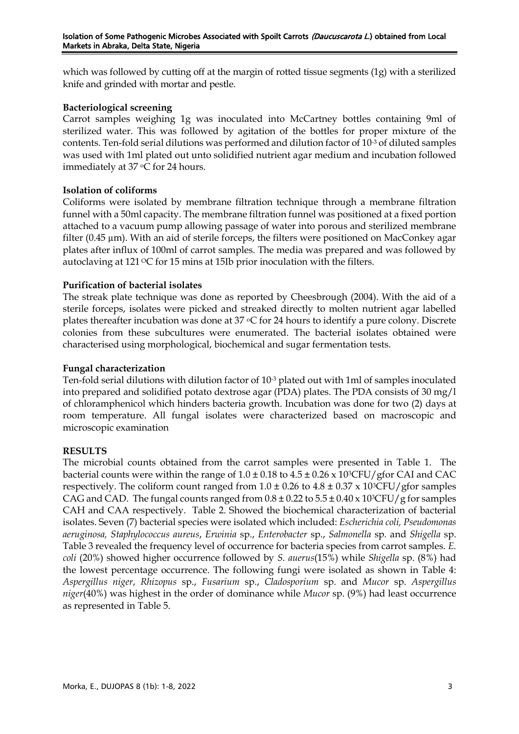which was followed by cutting off at the margin of rotted tissue segments (1g) with a sterilized knife and grinded with mortar and pestle.

**Bacteriological screening**

Carrot samples weighing 1g was inoculated into McCartney bottles containing 9ml of sterilized water. This was followed by agitation of the bottles for proper mixture of the contents. Ten-fold serial dilutions was performed and dilution factor of $10^{-3}$ of diluted samples was used with 1ml plated out unto solidified nutrient agar medium and incubation followed immediately at 37 °C for 24 hours.

**Isolation of coliforms**

Coliforms were isolated by membrane filtration technique through a membrane filtration funnel with a 50ml capacity. The membrane filtration funnel was positioned at a fixed portion attached to a vacuum pump allowing passage of water into porous and sterilized membrane filter (0.45 µm). With an aid of sterile forceps, the filters were positioned on MacConkey agar plates after influx of 100ml of carrot samples. The media was prepared and was followed by autoclaving at 121 °C for 15 mins at 15Ib prior inoculation with the filters.

**Purification of bacterial isolates**

The streak plate technique was done as reported by Cheesbrough (2004). With the aid of a sterile forceps, isolates were picked and streaked directly to molten nutrient agar labelled plates thereafter incubation was done at 37 °C for 24 hours to identify a pure colony. Discrete colonies from these subcultures were enumerated. The bacterial isolates obtained were characterised using morphological, biochemical and sugar fermentation tests.

**Fungal characterization**

Ten-fold serial dilutions with dilution factor of $10^{-3}$ plated out with 1ml of samples inoculated into prepared and solidified potato dextrose agar (PDA) plates. The PDA consists of 30 mg/l of chloramphenicol which hinders bacteria growth. Incubation was done for two (2) days at room temperature. All fungal isolates were characterized based on macroscopic and microscopic examination

**RESULTS**

The microbial counts obtained from the carrot samples were presented in Table 1. The bacterial counts were within the range of $1.0 \pm 0.18$ to $4.5 \pm 0.26 \times 10^{3}$CFU/gfor CAI and CAC respectively. The coliform count ranged from $1.0 \pm 0.26$ to $4.8 \pm 0.37 \times 10^{3}$CFU/gfor samples CAG and CAD. The fungal counts ranged from $0.8 \pm 0.22$ to $5.5 \pm 0.40 \times 10^{3}$CFU/g for samples CAH and CAA respectively. Table 2. Showed the biochemical characterization of bacterial isolates. Seven (7) bacterial species were isolated which included: *Escherichia coli, Pseudomonas aeruginosa, Staphylococcus aureus*, *Erwinia* sp., *Enterobacter* sp., *Salmonella* sp. and *Shigella* sp. Table 3 revealed the frequency level of occurrence for bacteria species from carrot samples. *E. coli* (20%) showed higher occurrence followed by *S. auerus*(15%) while *Shigella* sp. (8%) had the lowest percentage occurrence. The following fungi were isolated as shown in Table 4: *Aspergillus niger*, *Rhizopus* sp., *Fusarium* sp., *Cladosporium* sp. and *Mucor* sp. *Aspergillus niger*(40%) was highest in the order of dominance while *Mucor* sp. (9%) had least occurrence as represented in Table 5.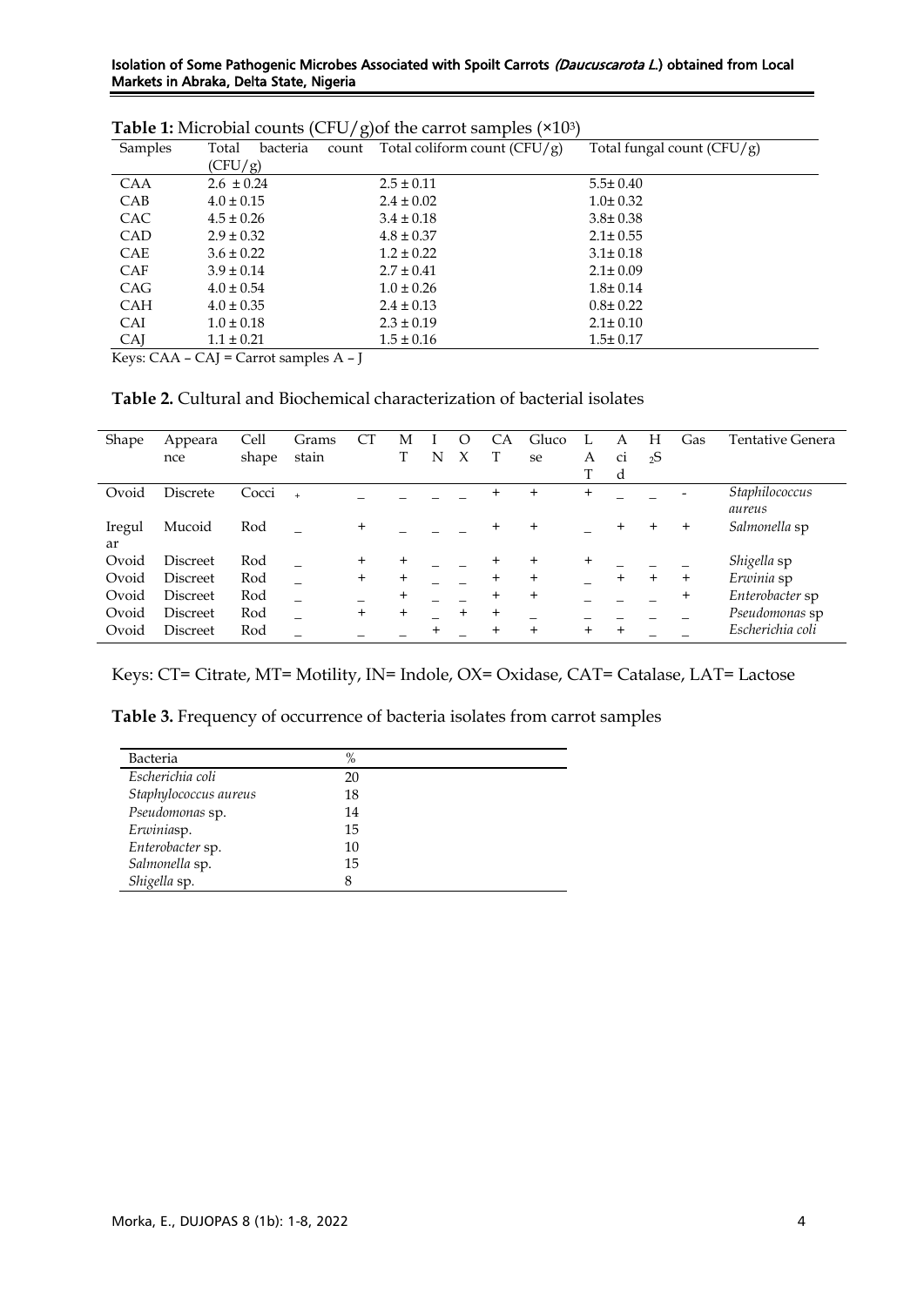**Table 1:** Microbial counts (CFU/g)of the carrot samples ($\times10^3$)

| Samples | Total bacteria count (CFU/g) | Total coliform count (CFU/g) | Total fungal count (CFU/g) |
|---|---|---|---|
| CAA | 2.6 ± 0.24 | 2.5 ± 0.11 | 5.5± 0.40 |
| CAB | 4.0 ± 0.15 | 2.4 ± 0.02 | 1.0± 0.32 |
| CAC | 4.5 ± 0.26 | 3.4 ± 0.18 | 3.8± 0.38 |
| CAD | 2.9 ± 0.32 | 4.8 ± 0.37 | 2.1± 0.55 |
| CAE | 3.6 ± 0.22 | 1.2 ± 0.22 | 3.1± 0.18 |
| CAF | 3.9 ± 0.14 | 2.7 ± 0.41 | 2.1± 0.09 |
| CAG | 4.0 ± 0.54 | 1.0 ± 0.26 | 1.8± 0.14 |
| CAH | 4.0 ± 0.35 | 2.4 ± 0.13 | 0.8± 0.22 |
| CAI | 1.0 ± 0.18 | 2.3 ± 0.19 | 2.1± 0.10 |
| CAJ | 1.1 ± 0.21 | 1.5 ± 0.16 | 1.5± 0.17 |

Keys: CAA – CAJ = Carrot samples A – J

**Table 2.** Cultural and Biochemical characterization of bacterial isolates

| Shape | Appearance | Cell shape | Grams stain | CT | MT | IN | OX | CAT | Glucose | LAT | Acid | $H_2S$ | Gas | Tentative Genera |
|---|---|---|---|---|---|---|---|---|---|---|---|---|---|---|
| Ovoid | Discrete | Cocci | + | _ | _ | _ | _ | + | + | + | _ | _ | - | *Staphilococcus aureus* |
| Iregular | Mucoid | Rod | _ | + | _ | _ | _ | + | + | _ | + | + | + | *Salmonella* sp |
| Ovoid | Discreet | Rod | _ | + | + | _ | _ | + | + | + | _ | _ | _ | *Shigella* sp |
| Ovoid | Discreet | Rod | _ | + | + | _ | _ | + | + | _ | + | + | + | *Erwinia* sp |
| Ovoid | Discreet | Rod | _ | _ | + | _ | _ | + | + | _ | _ | _ | + | *Enterobacter* sp |
| Ovoid | Discreet | Rod | _ | + | + | _ | + | + | _ | _ | _ | _ | _ | *Pseudomonas* sp |
| Ovoid | Discreet | Rod | _ | _ | _ | + | _ | + | + | + | + | _ | _ | *Escherichia coli* |

Keys: CT= Citrate, MT= Motility, IN= Indole, OX= Oxidase, CAT= Catalase, LAT= Lactose

**Table 3.** Frequency of occurrence of bacteria isolates from carrot samples

| Bacteria | % |
|---|---|
| *Escherichia coli* | 20 |
| *Staphylococcus aureus* | 18 |
| *Pseudomonas* sp. | 14 |
| *Erwinia*sp. | 15 |
| *Enterobacter* sp. | 10 |
| *Salmonella* sp. | 15 |
| *Shigella* sp. | 8 |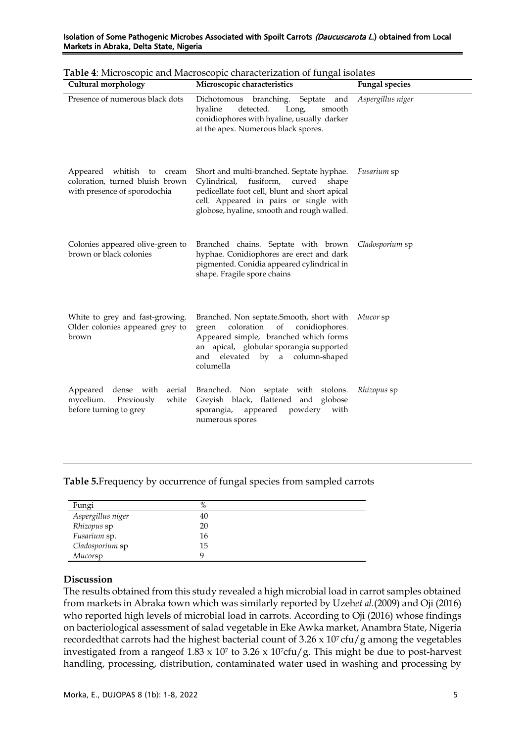**Table 4**: Microscopic and Macroscopic characterization of fungal isolates

| Cultural morphology | Microscopic characteristics | Fungal species |
|---|---|---|
| Presence of numerous black dots | Dichotomous branching. Septate and hyaline detected. Long, smooth conidiophores with hyaline, usually darker at the apex. Numerous black spores. | *Aspergillus niger* |
| Appeared whitish to cream coloration, turned bluish brown with presence of sporodochia | Short and multi-branched. Septate hyphae. Cylindrical, fusiform, curved shape pedicellate foot cell, blunt and short apical cell. Appeared in pairs or single with globose, hyaline, smooth and rough walled. | *Fusarium* sp |
| Colonies appeared olive-green to brown or black colonies | Branched chains. Septate with brown hyphae. Conidiophores are erect and dark pigmented. Conidia appeared cylindrical in shape. Fragile spore chains | *Cladosporium* sp |
| White to grey and fast-growing. Older colonies appeared grey to brown | Branched. Non septate.Smooth, short with green coloration of conidiophores. Appeared simple, branched which forms an apical, globular sporangia supported and elevated by a column-shaped columella | *Mucor* sp |
| Appeared dense with aerial mycelium. Previously white before turning to grey | Branched. Non septate with stolons. Greyish black, flattened and globose sporangia, appeared powdery with numerous spores | *Rhizopus* sp |

**Table 5.**Frequency by occurrence of fungal species from sampled carrots

| Fungi | % |
|---|---|
| *Aspergillus niger* | 40 |
| *Rhizopus* sp | 20 |
| *Fusarium* sp. | 16 |
| *Cladosporium* sp | 15 |
| *Mucor*sp | 9 |

## Discussion

The results obtained from this study revealed a high microbial load in carrot samples obtained from markets in Abraka town which was similarly reported by Uzeh*et al.*(2009) and Oji (2016) who reported high levels of microbial load in carrots. According to Oji (2016) whose findings on bacteriological assessment of salad vegetable in Eke Awka market, Anambra State, Nigeria recordedthat carrots had the highest bacterial count of $3.26 \times 10^7$ cfu/g among the vegetables investigated from a rangeof $1.83 \times 10^7$ to $3.26 \times 10^7$cfu/g. This might be due to post-harvest handling, processing, distribution, contaminated water used in washing and processing by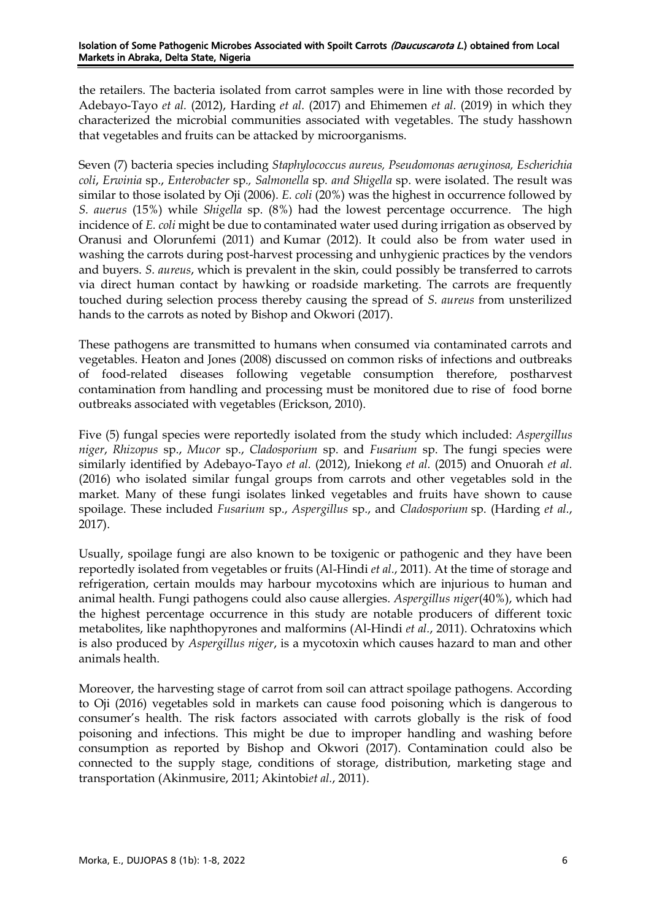the retailers. The bacteria isolated from carrot samples were in line with those recorded by Adebayo-Tayo *et al.* (2012), Harding *et al.* (2017) and Ehimemen *et al.* (2019) in which they characterized the microbial communities associated with vegetables. The study hasshown that vegetables and fruits can be attacked by microorganisms.

Seven (7) bacteria species including *Staphylococcus aureus, Pseudomonas aeruginosa, Escherichia coli*, *Erwinia* sp., *Enterobacter* sp*., Salmonella* sp. *and Shigella* sp. were isolated. The result was similar to those isolated by Oji (2006). *E. coli* (20%) was the highest in occurrence followed by *S. auerus* (15%) while *Shigella* sp. (8%) had the lowest percentage occurrence. The high incidence of *E. coli* might be due to contaminated water used during irrigation as observed by Oranusi and Olorunfemi (2011) and Kumar (2012). It could also be from water used in washing the carrots during post-harvest processing and unhygienic practices by the vendors and buyers. *S. aureus*, which is prevalent in the skin, could possibly be transferred to carrots via direct human contact by hawking or roadside marketing. The carrots are frequently touched during selection process thereby causing the spread of *S. aureus* from unsterilized hands to the carrots as noted by Bishop and Okwori (2017).

These pathogens are transmitted to humans when consumed via contaminated carrots and vegetables. Heaton and Jones (2008) discussed on common risks of infections and outbreaks of food-related diseases following vegetable consumption therefore, postharvest contamination from handling and processing must be monitored due to rise of food borne outbreaks associated with vegetables (Erickson, 2010).

Five (5) fungal species were reportedly isolated from the study which included: *Aspergillus niger*, *Rhizopus* sp., *Mucor* sp., *Cladosporium* sp. and *Fusarium* sp. The fungi species were similarly identified by Adebayo-Tayo *et al.* (2012), Iniekong *et al.* (2015) and Onuorah *et al.* (2016) who isolated similar fungal groups from carrots and other vegetables sold in the market. Many of these fungi isolates linked vegetables and fruits have shown to cause spoilage. These included *Fusarium* sp., *Aspergillus* sp., and *Cladosporium* sp. (Harding *et al.*, 2017).

Usually, spoilage fungi are also known to be toxigenic or pathogenic and they have been reportedly isolated from vegetables or fruits (Al-Hindi *et al.*, 2011). At the time of storage and refrigeration, certain moulds may harbour mycotoxins which are injurious to human and animal health. Fungi pathogens could also cause allergies. *Aspergillus niger*(40%), which had the highest percentage occurrence in this study are notable producers of different toxic metabolites, like naphthopyrones and malformins (Al-Hindi *et al.*, 2011). Ochratoxins which is also produced by *Aspergillus niger*, is a mycotoxin which causes hazard to man and other animals health.

Moreover, the harvesting stage of carrot from soil can attract spoilage pathogens. According to Oji (2016) vegetables sold in markets can cause food poisoning which is dangerous to consumer's health. The risk factors associated with carrots globally is the risk of food poisoning and infections. This might be due to improper handling and washing before consumption as reported by Bishop and Okwori (2017). Contamination could also be connected to the supply stage, conditions of storage, distribution, marketing stage and transportation (Akinmusire, 2011; Akintobi*et al.*, 2011).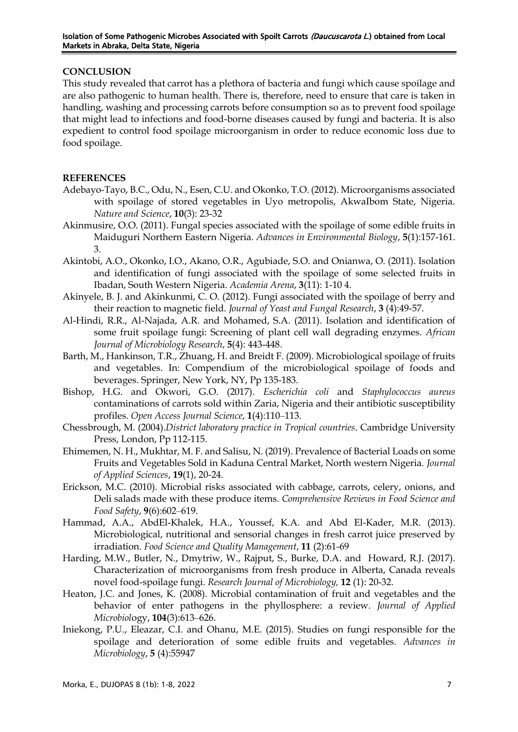## CONCLUSION

This study revealed that carrot has a plethora of bacteria and fungi which cause spoilage and are also pathogenic to human health. There is, therefore, need to ensure that care is taken in handling, washing and processing carrots before consumption so as to prevent food spoilage that might lead to infections and food-borne diseases caused by fungi and bacteria. It is also expedient to control food spoilage microorganism in order to reduce economic loss due to food spoilage.

## REFERENCES

Adebayo-Tayo, B.C., Odu, N., Esen, C.U. and Okonko, T.O. (2012). Microorganisms associated with spoilage of stored vegetables in Uyo metropolis, AkwaIbom State, Nigeria. *Nature and Science*, **10**(3): 23-32

Akinmusire, O.O. (2011). Fungal species associated with the spoilage of some edible fruits in Maiduguri Northern Eastern Nigeria. *Advances in Environmental Biology*, **5**(1):157-161. 3.

Akintobi, A.O., Okonko, I.O., Akano, O.R., Agubiade, S.O. and Onianwa, O. (2011). Isolation and identification of fungi associated with the spoilage of some selected fruits in Ibadan, South Western Nigeria. *Academia Arena*, **3**(11): 1-10 4.

Akinyele, B. J. and Akinkunmi, C. O. (2012). Fungi associated with the spoilage of berry and their reaction to magnetic field. *Journal of Yeast and Fungal Research*, **3** (4):49-57.

Al-Hindi, R.R., Al-Najada, A.R. and Mohamed, S.A. (2011). Isolation and identification of some fruit spoilage fungi: Screening of plant cell wall degrading enzymes. *African Journal of Microbiology Research*, **5**(4): 443-448.

Barth, M., Hankinson, T.R., Zhuang, H. and Breidt F. (2009). Microbiological spoilage of fruits and vegetables. In: Compendium of the microbiological spoilage of foods and beverages. Springer, New York, NY, Pp 135-183.

Bishop, H.G. and Okwori, G.O. (2017). *Escherichia coli* and *Staphylococcus aureus* contaminations of carrots sold within Zaria, Nigeria and their antibiotic susceptibility profiles. *Open Access Journal Science*, **1**(4):110–113.

Chessbrough, M. (2004).*District laboratory practice in Tropical countries*. Cambridge University Press, London, Pp 112-115.

Ehimemen, N. H., Mukhtar, M. F. and Salisu, N. (2019). Prevalence of Bacterial Loads on some Fruits and Vegetables Sold in Kaduna Central Market, North western Nigeria. *Journal of Applied Sciences*, **19**(1), 20-24.

Erickson, M.C. (2010). Microbial risks associated with cabbage, carrots, celery, onions, and Deli salads made with these produce items. *Comprehensive Reviews in Food Science and Food Safety*, **9**(6):602–619.

Hammad, A.A., AbdEl-Khalek, H.A., Youssef, K.A. and Abd El-Kader, M.R. (2013). Microbiological, nutritional and sensorial changes in fresh carrot juice preserved by irradiation. *Food Science and Quality Management*, **11** (2):61-69

Harding, M.W., Butler, N., Dmytriw, W., Rajput, S., Burke, D.A. and Howard, R.J. (2017). Characterization of microorganisms from fresh produce in Alberta, Canada reveals novel food-spoilage fungi. *Research Journal of Microbiology,* **12** (1): 20-32.

Heaton, J.C. and Jones, K. (2008). Microbial contamination of fruit and vegetables and the behavior of enter pathogens in the phyllosphere: a review. *Journal of Applied Microbiol*ogy, **104**(3):613–626.

Iniekong, P.U., Eleazar, C.I. and Ohanu, M.E. (2015). Studies on fungi responsible for the spoilage and deterioration of some edible fruits and vegetables. *Advances in Microbiology*, **5** (4):55947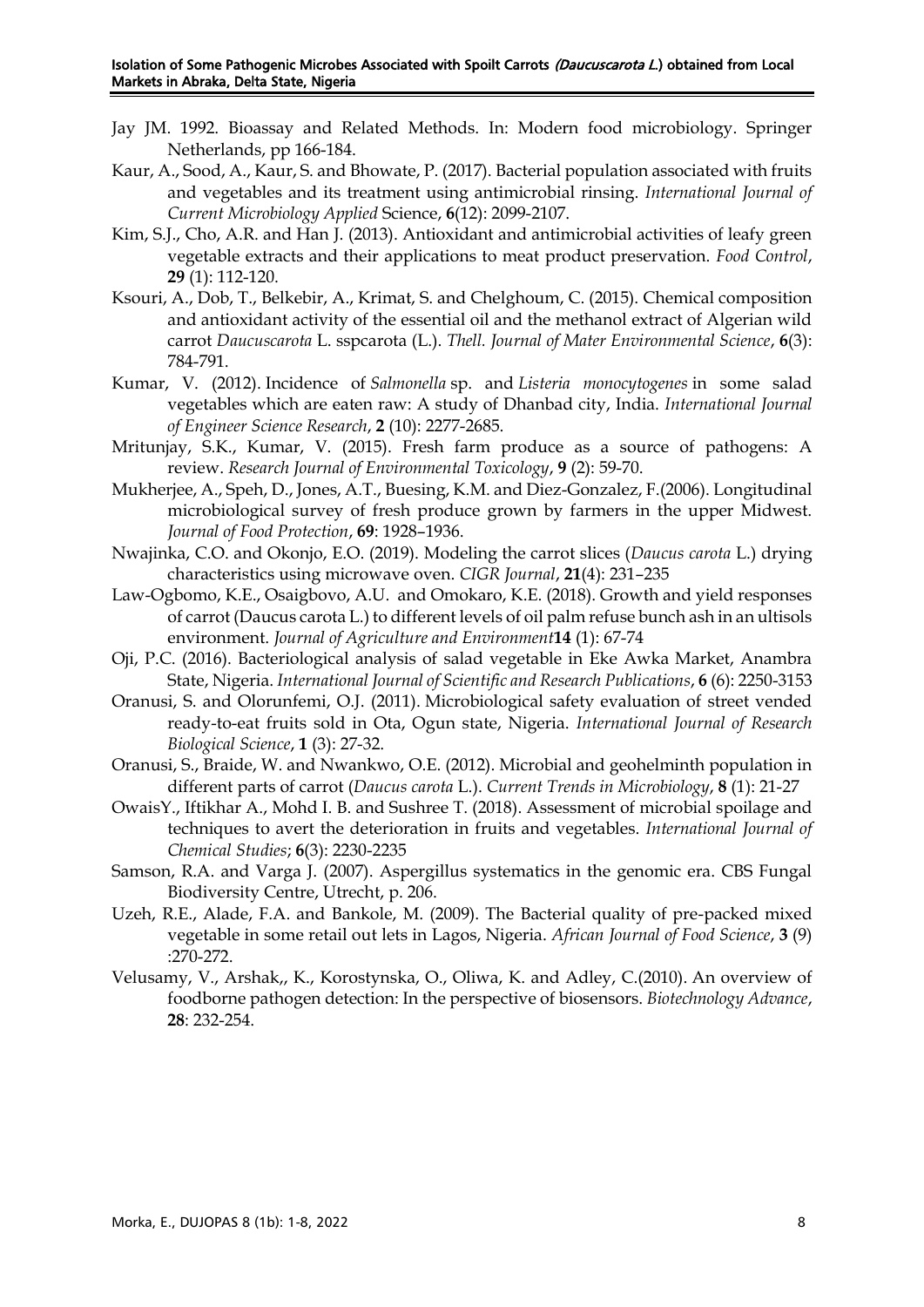Jay JM. 1992. Bioassay and Related Methods. In: Modern food microbiology. Springer Netherlands, pp 166-184.

Kaur, A., Sood, A., Kaur, S. and Bhowate, P. (2017). Bacterial population associated with fruits and vegetables and its treatment using antimicrobial rinsing. *International Journal of Current Microbiology Applied* Science, **6**(12): 2099-2107.

Kim, S.J., Cho, A.R. and Han J. (2013). Antioxidant and antimicrobial activities of leafy green vegetable extracts and their applications to meat product preservation. *Food Control*, **29** (1): 112-120.

Ksouri, A., Dob, T., Belkebir, A., Krimat, S. and Chelghoum, C. (2015). Chemical composition and antioxidant activity of the essential oil and the methanol extract of Algerian wild carrot *Daucuscarota* L. sspcarota (L.). *Thell. Journal of Mater Environmental Science*, **6**(3): 784-791.

Kumar, V. (2012). Incidence of *Salmonella* sp. and *Listeria monocytogenes* in some salad vegetables which are eaten raw: A study of Dhanbad city, India. *International Journal of Engineer Science Research*, **2** (10): 2277-2685.

Mritunjay, S.K., Kumar, V. (2015). Fresh farm produce as a source of pathogens: A review. *Research Journal of Environmental Toxicology*, **9** (2): 59-70.

Mukherjee, A., Speh, D., Jones, A.T., Buesing, K.M. and Diez-Gonzalez, F.(2006). Longitudinal microbiological survey of fresh produce grown by farmers in the upper Midwest. *Journal of Food Protection*, **69**: 1928–1936.

Nwajinka, C.O. and Okonjo, E.O. (2019). Modeling the carrot slices (*Daucus carota* L.) drying characteristics using microwave oven. *CIGR Journal*, **21**(4): 231–235

Law-Ogbomo, K.E., Osaigbovo, A.U. and Omokaro, K.E. (2018). Growth and yield responses of carrot (Daucus carota L.) to different levels of oil palm refuse bunch ash in an ultisols environment. *Journal of Agriculture and Environment* **14** (1): 67-74

Oji, P.C. (2016). Bacteriological analysis of salad vegetable in Eke Awka Market, Anambra State, Nigeria. *International Journal of Scientific and Research Publications*, **6** (6): 2250-3153

Oranusi, S. and Olorunfemi, O.J. (2011). Microbiological safety evaluation of street vended ready-to-eat fruits sold in Ota, Ogun state, Nigeria. *International Journal of Research Biological Science*, **1** (3): 27-32.

Oranusi, S., Braide, W. and Nwankwo, O.E. (2012). Microbial and geohelminth population in different parts of carrot (*Daucus carota* L.). *Current Trends in Microbiology*, **8** (1): 21-27

OwaisY., Iftikhar A., Mohd I. B. and Sushree T. (2018). Assessment of microbial spoilage and techniques to avert the deterioration in fruits and vegetables. *International Journal of Chemical Studies*; **6**(3): 2230-2235

Samson, R.A. and Varga J. (2007). Aspergillus systematics in the genomic era. CBS Fungal Biodiversity Centre, Utrecht, p. 206.

Uzeh, R.E., Alade, F.A. and Bankole, M. (2009). The Bacterial quality of pre-packed mixed vegetable in some retail out lets in Lagos, Nigeria. *African Journal of Food Science*, **3** (9) :270-272.

Velusamy, V., Arshak,, K., Korostynska, O., Oliwa, K. and Adley, C.(2010). An overview of foodborne pathogen detection: In the perspective of biosensors. *Biotechnology Advance*, **28**: 232-254.